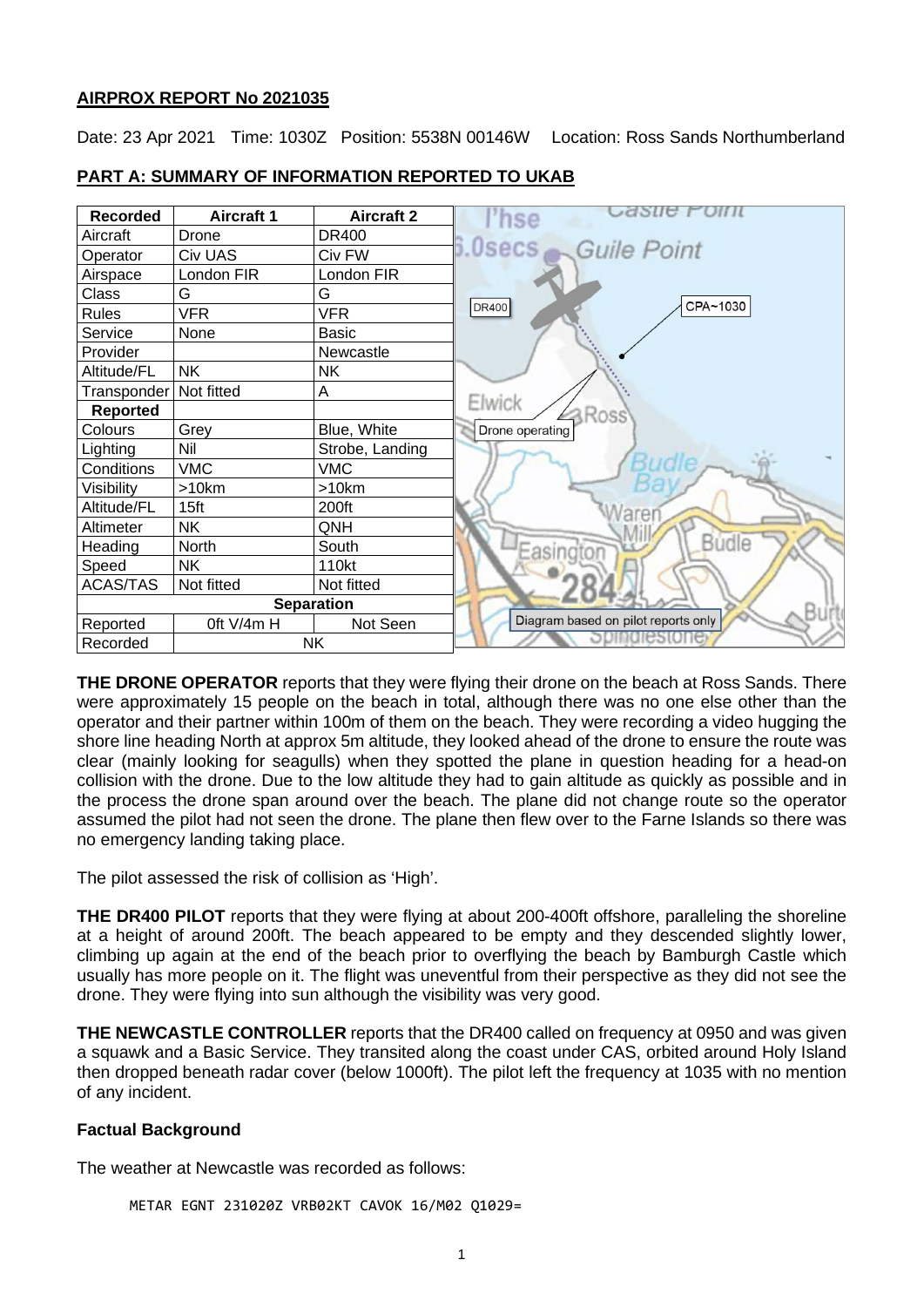# AIRPROX REPORT No 2021035

Date: 23 Apr 2021 Time: 1030Z Position: 5538N 00146W Location: Ross Sands Northumberland

## PART A: SUMMARY OF INFORMATION REPORTED TO UKAB

| Recorded | Aircraft 1 | Aircraft 2 |
|---|---|---|
| Aircraft | Drone | DR400 |
| Operator | Civ UAS | Civ FW |
| Airspace | London FIR | London FIR |
| Class | G | G |
| Rules | VFR | VFR |
| Service | None | Basic |
| Provider | | Newcastle |
| Altitude/FL | NK | NK |
| Transponder | Not fitted | A |
| **Reported** | | |
| Colours | Grey | Blue, White |
| Lighting | Nil | Strobe, Landing |
| Conditions | VMC | VMC |
| Visibility | >10km | >10km |
| Altitude/FL | 15ft | 200ft |
| Altimeter | NK | QNH |
| Heading | North | South |
| Speed | NK | 110kt |
| ACAS/TAS | Not fitted | Not fitted |
| **Separation** | | |
| Reported | 0ft V/4m H | Not Seen |
| Recorded | NK | |

**THE DRONE OPERATOR** reports that they were flying their drone on the beach at Ross Sands. There were approximately 15 people on the beach in total, although there was no one else other than the operator and their partner within 100m of them on the beach. They were recording a video hugging the shore line heading North at approx 5m altitude, they looked ahead of the drone to ensure the route was clear (mainly looking for seagulls) when they spotted the plane in question heading for a head-on collision with the drone. Due to the low altitude they had to gain altitude as quickly as possible and in the process the drone span around over the beach. The plane did not change route so the operator assumed the pilot had not seen the drone. The plane then flew over to the Farne Islands so there was no emergency landing taking place.

The pilot assessed the risk of collision as 'High'.

**THE DR400 PILOT** reports that they were flying at about 200-400ft offshore, paralleling the shoreline at a height of around 200ft. The beach appeared to be empty and they descended slightly lower, climbing up again at the end of the beach prior to overflying the beach by Bamburgh Castle which usually has more people on it. The flight was uneventful from their perspective as they did not see the drone. They were flying into sun although the visibility was very good.

**THE NEWCASTLE CONTROLLER** reports that the DR400 called on frequency at 0950 and was given a squawk and a Basic Service. They transited along the coast under CAS, orbited around Holy Island then dropped beneath radar cover (below 1000ft). The pilot left the frequency at 1035 with no mention of any incident.

### Factual Background

The weather at Newcastle was recorded as follows:

```
METAR EGNT 231020Z VRB02KT CAVOK 16/M02 Q1029=
```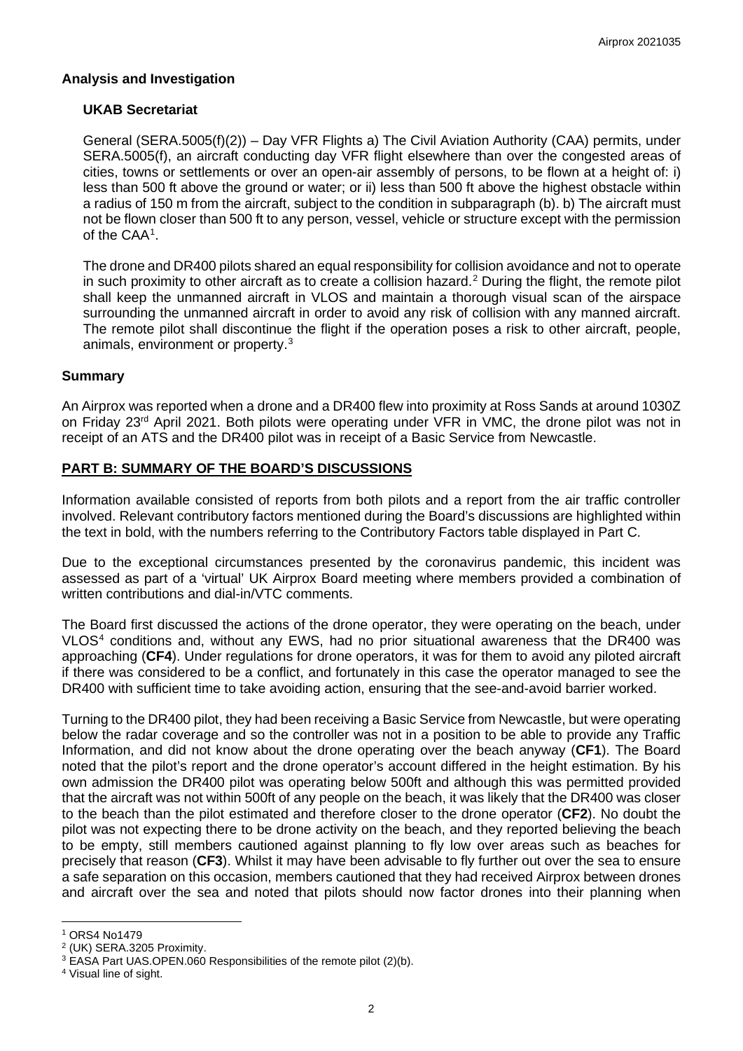## Analysis and Investigation

### UKAB Secretariat

General (SERA.5005(f)(2)) – Day VFR Flights a) The Civil Aviation Authority (CAA) permits, under SERA.5005(f), an aircraft conducting day VFR flight elsewhere than over the congested areas of cities, towns or settlements or over an open-air assembly of persons, to be flown at a height of: i) less than 500 ft above the ground or water; or ii) less than 500 ft above the highest obstacle within a radius of 150 m from the aircraft, subject to the condition in subparagraph (b). b) The aircraft must not be flown closer than 500 ft to any person, vessel, vehicle or structure except with the permission of the CAA[1].

The drone and DR400 pilots shared an equal responsibility for collision avoidance and not to operate in such proximity to other aircraft as to create a collision hazard.[2] During the flight, the remote pilot shall keep the unmanned aircraft in VLOS and maintain a thorough visual scan of the airspace surrounding the unmanned aircraft in order to avoid any risk of collision with any manned aircraft. The remote pilot shall discontinue the flight if the operation poses a risk to other aircraft, people, animals, environment or property.[3]

## Summary

An Airprox was reported when a drone and a DR400 flew into proximity at Ross Sands at around 1030Z on Friday 23rd April 2021. Both pilots were operating under VFR in VMC, the drone pilot was not in receipt of an ATS and the DR400 pilot was in receipt of a Basic Service from Newcastle.

## PART B: SUMMARY OF THE BOARD'S DISCUSSIONS

Information available consisted of reports from both pilots and a report from the air traffic controller involved. Relevant contributory factors mentioned during the Board's discussions are highlighted within the text in bold, with the numbers referring to the Contributory Factors table displayed in Part C.

Due to the exceptional circumstances presented by the coronavirus pandemic, this incident was assessed as part of a 'virtual' UK Airprox Board meeting where members provided a combination of written contributions and dial-in/VTC comments.

The Board first discussed the actions of the drone operator, they were operating on the beach, under VLOS[4] conditions and, without any EWS, had no prior situational awareness that the DR400 was approaching (**CF4**). Under regulations for drone operators, it was for them to avoid any piloted aircraft if there was considered to be a conflict, and fortunately in this case the operator managed to see the DR400 with sufficient time to take avoiding action, ensuring that the see-and-avoid barrier worked.

Turning to the DR400 pilot, they had been receiving a Basic Service from Newcastle, but were operating below the radar coverage and so the controller was not in a position to be able to provide any Traffic Information, and did not know about the drone operating over the beach anyway (**CF1**). The Board noted that the pilot's report and the drone operator's account differed in the height estimation. By his own admission the DR400 pilot was operating below 500ft and although this was permitted provided that the aircraft was not within 500ft of any people on the beach, it was likely that the DR400 was closer to the beach than the pilot estimated and therefore closer to the drone operator (**CF2**). No doubt the pilot was not expecting there to be drone activity on the beach, and they reported believing the beach to be empty, still members cautioned against planning to fly low over areas such as beaches for precisely that reason (**CF3**). Whilst it may have been advisable to fly further out over the sea to ensure a safe separation on this occasion, members cautioned that they had received Airprox between drones and aircraft over the sea and noted that pilots should now factor drones into their planning when

---

[1] ORS4 No1479

[2] (UK) SERA.3205 Proximity.

[3] EASA Part UAS.OPEN.060 Responsibilities of the remote pilot (2)(b).

[4] Visual line of sight.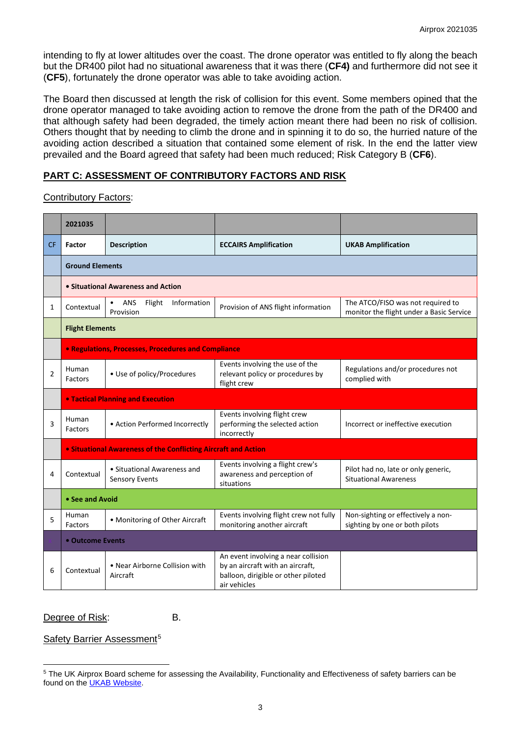intending to fly at lower altitudes over the coast. The drone operator was entitled to fly along the beach but the DR400 pilot had no situational awareness that it was there (**CF4)** and furthermore did not see it (**CF5**), fortunately the drone operator was able to take avoiding action.

The Board then discussed at length the risk of collision for this event. Some members opined that the drone operator managed to take avoiding action to remove the drone from the path of the DR400 and that although safety had been degraded, the timely action meant there had been no risk of collision. Others thought that by needing to climb the drone and in spinning it to do so, the hurried nature of the avoiding action described a situation that contained some element of risk. In the end the latter view prevailed and the Board agreed that safety had been much reduced; Risk Category B (**CF6**).

## PART C: ASSESSMENT OF CONTRIBUTORY FACTORS AND RISK

Contributory Factors:

| | **2021035** | | | |
|---|---|---|---|---|
| **CF** | **Factor** | **Description** | **ECCAIRS Amplification** | **UKAB Amplification** |
| | **Ground Elements** | | | |
| | **• Situational Awareness and Action** | | | |
| 1 | Contextual | • ANS Flight Information Provision | Provision of ANS flight information | The ATCO/FISO was not required to monitor the flight under a Basic Service |
| | **Flight Elements** | | | |
| | **• Regulations, Processes, Procedures and Compliance** | | | |
| 2 | Human Factors | • Use of policy/Procedures | Events involving the use of the relevant policy or procedures by flight crew | Regulations and/or procedures not complied with |
| | **• Tactical Planning and Execution** | | | |
| 3 | Human Factors | • Action Performed Incorrectly | Events involving flight crew performing the selected action incorrectly | Incorrect or ineffective execution |
| | **• Situational Awareness of the Conflicting Aircraft and Action** | | | |
| 4 | Contextual | • Situational Awareness and Sensory Events | Events involving a flight crew's awareness and perception of situations | Pilot had no, late or only generic, Situational Awareness |
| | **• See and Avoid** | | | |
| 5 | Human Factors | • Monitoring of Other Aircraft | Events involving flight crew not fully monitoring another aircraft | Non-sighting or effectively a non-sighting by one or both pilots |
| | **• Outcome Events** | | | |
| 6 | Contextual | • Near Airborne Collision with Aircraft | An event involving a near collision by an aircraft with an aircraft, balloon, dirigible or other piloted air vehicles | |

Degree of Risk: B.

Safety Barrier Assessment[5]

[5] The UK Airprox Board scheme for assessing the Availability, Functionality and Effectiveness of safety barriers can be found on the UKAB Website.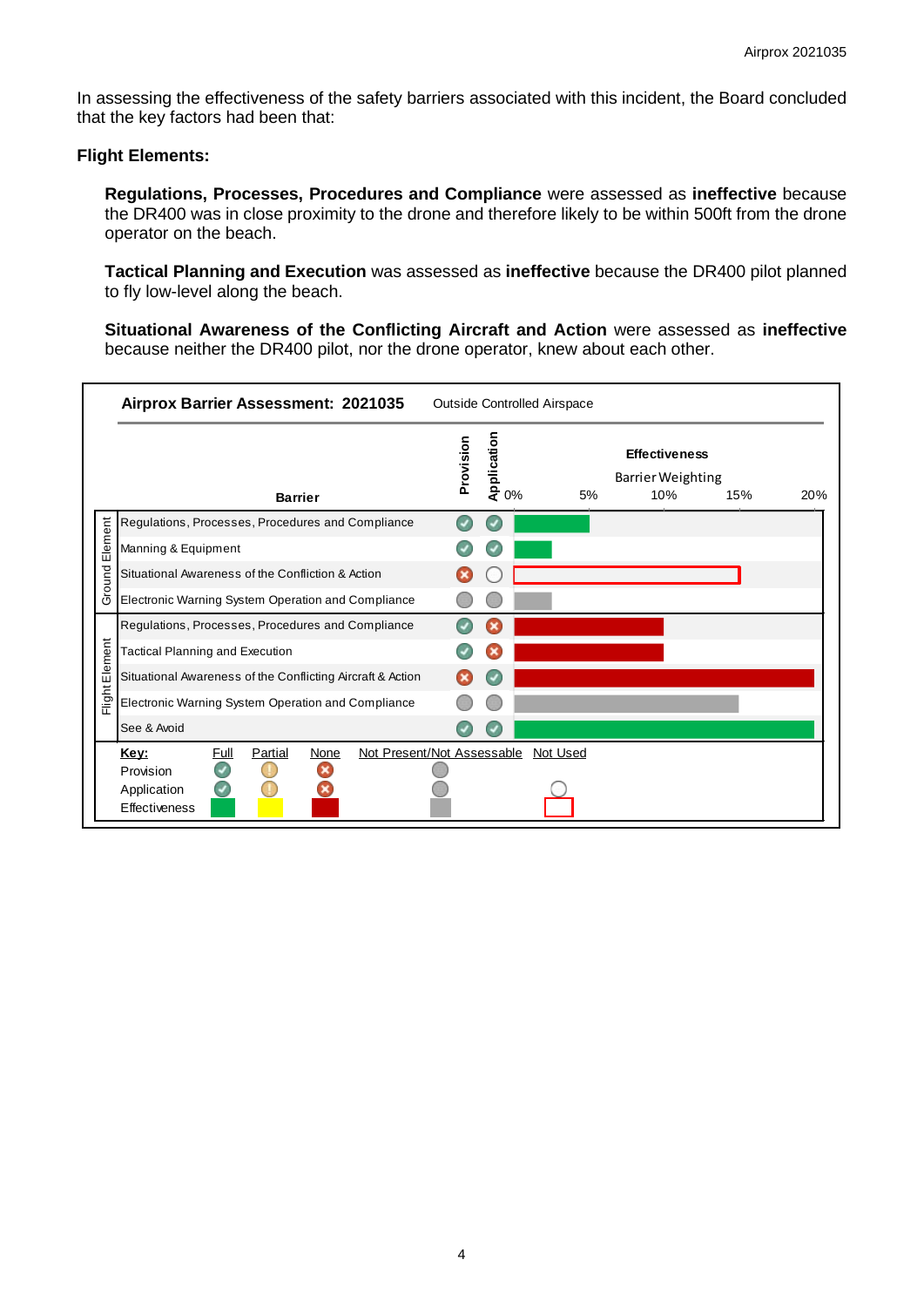In assessing the effectiveness of the safety barriers associated with this incident, the Board concluded that the key factors had been that:

**Flight Elements:**

**Regulations, Processes, Procedures and Compliance** were assessed as **ineffective** because the DR400 was in close proximity to the drone and therefore likely to be within 500ft from the drone operator on the beach.

**Tactical Planning and Execution** was assessed as **ineffective** because the DR400 pilot planned to fly low-level along the beach.

**Situational Awareness of the Conflicting Aircraft and Action** were assessed as **ineffective** because neither the DR400 pilot, nor the drone operator, knew about each other.

**Airprox Barrier Assessment: 2021035** Outside Controlled Airspace

Barrier

Provision

Application

Effectiveness

Barrier Weighting

0% 5% 10% 15% 20%

Ground Element

Regulations, Processes, Procedures and Compliance

Manning & Equipment

Situational Awareness of the Confliction & Action

Electronic Warning System Operation and Compliance

Flight Element

Regulations, Processes, Procedures and Compliance

Tactical Planning and Execution

Situational Awareness of the Conflicting Aircraft & Action

Electronic Warning System Operation and Compliance

See & Avoid

Key: Full Partial None Not Present/Not Assessable Not Used

Provision

Application

Effectiveness